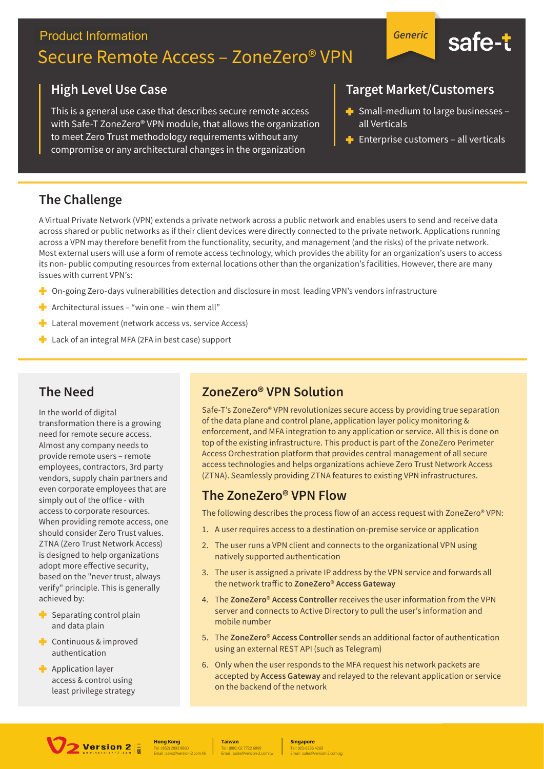Product Information

# Secure Remote Access – ZoneZero® VPN

*Generic*

safe-t

## High Level Use Case

This is a general use case that describes secure remote access with Safe-T ZoneZero® VPN module, that allows the organization to meet Zero Trust methodology requirements without any compromise or any architectural changes in the organization

## Target Market/Customers

- Small-medium to large businesses – all Verticals
- Enterprise customers – all verticals

## The Challenge

A Virtual Private Network (VPN) extends a private network across a public network and enables users to send and receive data across shared or public networks as if their client devices were directly connected to the private network. Applications running across a VPN may therefore benefit from the functionality, security, and management (and the risks) of the private network. Most external users will use a form of remote access technology, which provides the ability for an organization's users to access its non- public computing resources from external locations other than the organization's facilities. However, there are many issues with current VPN's:

- On-going Zero-days vulnerabilities detection and disclosure in most leading VPN's vendors infrastructure
- Architectural issues – "win one – win them all"
- Lateral movement (network access vs. service Access)
- Lack of an integral MFA (2FA in best case) support

## The Need

In the world of digital transformation there is a growing need for remote secure access. Almost any company needs to provide remote users – remote employees, contractors, 3rd party vendors, supply chain partners and even corporate employees that are simply out of the office - with access to corporate resources. When providing remote access, one should consider Zero Trust values. ZTNA (Zero Trust Network Access) is designed to help organizations adopt more effective security, based on the "never trust, always verify" principle. This is generally achieved by:

- Separating control plain and data plain
- Continuous & improved authentication
- Application layer access & control using least privilege strategy

## ZoneZero® VPN Solution

Safe-T's ZoneZero® VPN revolutionizes secure access by providing true separation of the data plane and control plane, application layer policy monitoring & enforcement, and MFA integration to any application or service. All this is done on top of the existing infrastructure. This product is part of the ZoneZero Perimeter Access Orchestration platform that provides central management of all secure access technologies and helps organizations achieve Zero Trust Network Access (ZTNA). Seamlessly providing ZTNA features to existing VPN infrastructures.

## The ZoneZero® VPN Flow

The following describes the process flow of an access request with ZoneZero® VPN:

1. A user requires access to a destination on-premise service or application
2. The user runs a VPN client and connects to the organizational VPN using natively supported authentication
3. The user is assigned a private IP address by the VPN service and forwards all the network traffic to **ZoneZero® Access Gateway**
4. The **ZoneZero® Access Controller** receives the user information from the VPN server and connects to Active Directory to pull the user's information and mobile number
5. The **ZoneZero® Access Controller** sends an additional factor of authentication using an external REST API (such as Telegram)
6. Only when the user responds to the MFA request his network packets are accepted by **Access Gateway** and relayed to the relevant application or service on the backend of the network

Version 2

**Hong Kong**
Tel : (852) 2893 8860
Email : sales@version-2.com.hk

**Taiwan**
Tel : (886) 02 7722 6899
Email : sales@version-2.com.tw

**Singapore**
Tel : (65) 6296 4268
Email : sales@version-2.com.sg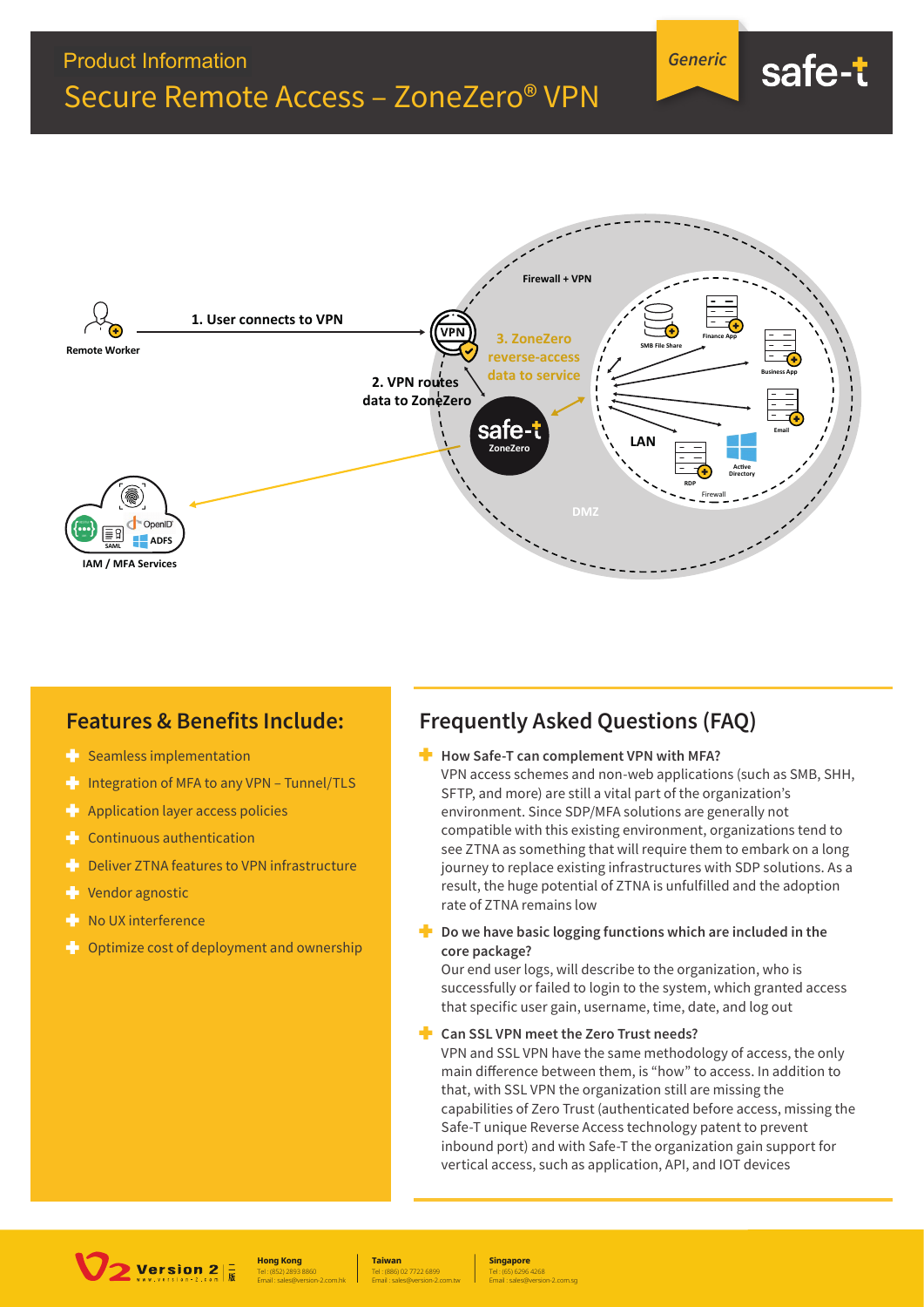Product Information

# Secure Remote Access – ZoneZero® VPN

Generic

1. User connects to VPN

2. VPN routes data to ZoneZero

3. ZoneZero reverse-access data to service

Remote Worker

IAM / MFA Services

Firewall + VPN

LAN

DMZ

Firewall

SMB File Share

Finance App

Business App

Email

Active Directory

RDP

## Features & Benefits Include:

- Seamless implementation
- Integration of MFA to any VPN – Tunnel/TLS
- Application layer access policies
- Continuous authentication
- Deliver ZTNA features to VPN infrastructure
- Vendor agnostic
- No UX interference
- Optimize cost of deployment and ownership

## Frequently Asked Questions (FAQ)

**How Safe-T can complement VPN with MFA?**

VPN access schemes and non-web applications (such as SMB, SHH, SFTP, and more) are still a vital part of the organization's environment. Since SDP/MFA solutions are generally not compatible with this existing environment, organizations tend to see ZTNA as something that will require them to embark on a long journey to replace existing infrastructures with SDP solutions. As a result, the huge potential of ZTNA is unfulfilled and the adoption rate of ZTNA remains low

**Do we have basic logging functions which are included in the core package?**

Our end user logs, will describe to the organization, who is successfully or failed to login to the system, which granted access that specific user gain, username, time, date, and log out

**Can SSL VPN meet the Zero Trust needs?**

VPN and SSL VPN have the same methodology of access, the only main difference between them, is "how" to access. In addition to that, with SSL VPN the organization still are missing the capabilities of Zero Trust (authenticated before access, missing the Safe-T unique Reverse Access technology patent to prevent inbound port) and with Safe-T the organization gain support for vertical access, such as application, API, and IOT devices

**Hong Kong**
Tel : (852) 2893 8860
Email : sales@version-2.com.hk

**Taiwan**
Tel : (886) 02 7722 6899
Email : sales@version-2.com.tw

**Singapore**
Tel : (65) 6296 4268
Email : sales@version-2.com.sg